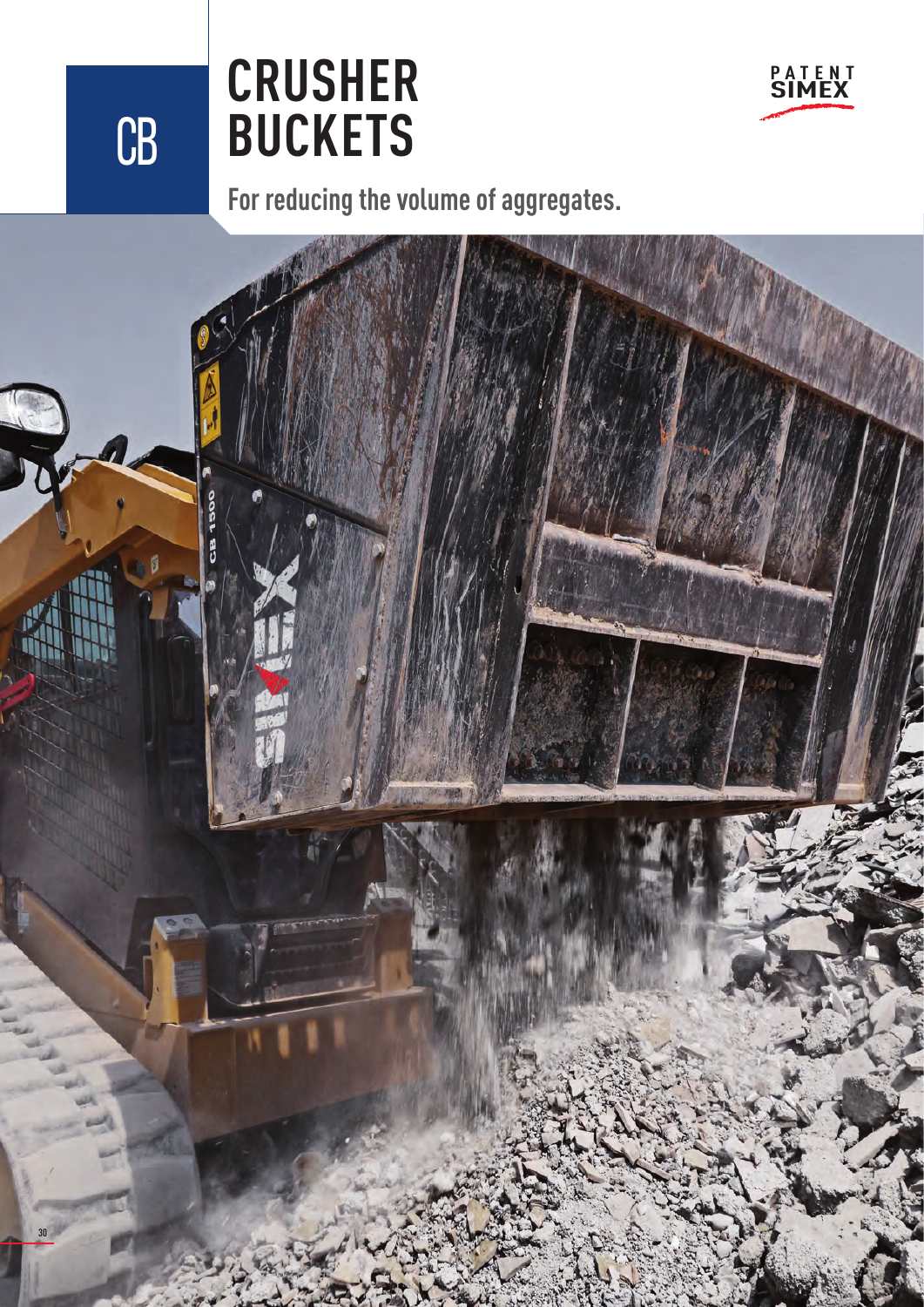CB

# CRUSHER BUCKETS

PATENT SIMEX

## For reducing the volume of aggregates.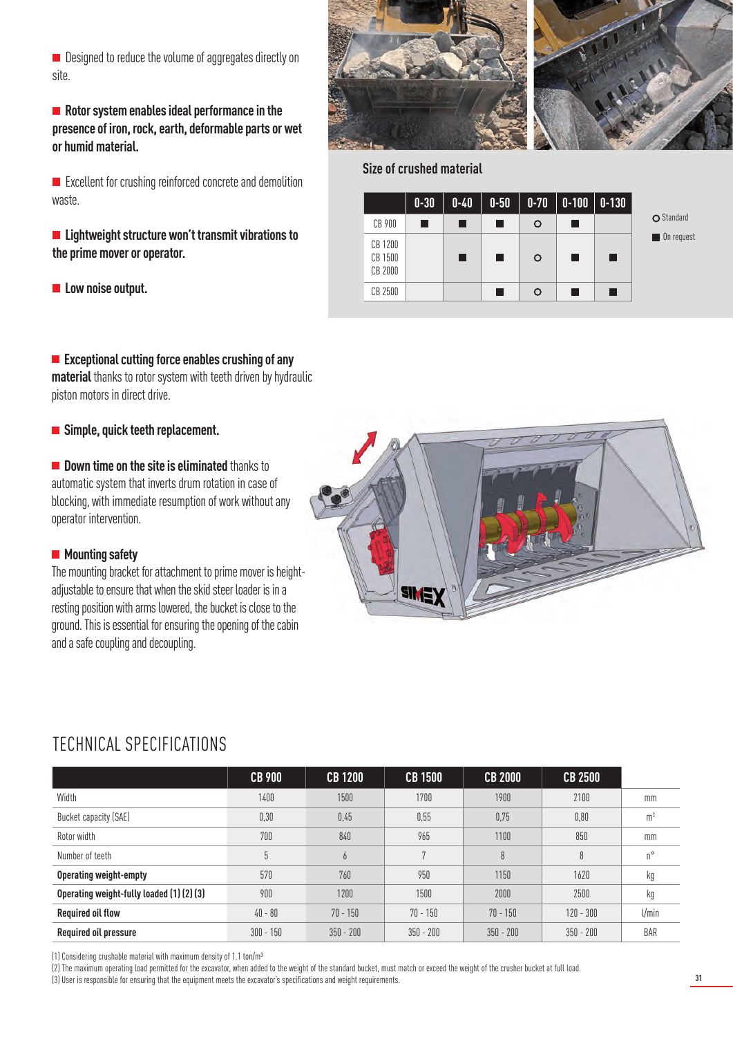■ Designed to reduce the volume of aggregates directly on site.

■ **Rotor system enables ideal performance in the presence of iron, rock, earth, deformable parts or wet or humid material.**

■ Excellent for crushing reinforced concrete and demolition waste.

■ **Lightweight structure won't transmit vibrations to the prime mover or operator.**

■ **Low noise output.**

■ **Exceptional cutting force enables crushing of any material** thanks to rotor system with teeth driven by hydraulic piston motors in direct drive.

■ **Simple, quick teeth replacement.**

■ **Down time on the site is eliminated** thanks to automatic system that inverts drum rotation in case of blocking, with immediate resumption of work without any operator intervention.

■ **Mounting safety**
The mounting bracket for attachment to prime mover is height-adjustable to ensure that when the skid steer loader is in a resting position with arms lowered, the bucket is close to the ground. This is essential for ensuring the opening of the cabin and a safe coupling and decoupling.

### Size of crushed material

| | 0-30 | 0-40 | 0-50 | 0-70 | 0-100 | 0-130 |
|---|---|---|---|---|---|---|
| CB 900 | ■ | ■ | ■ | ○ | ■ | |
| CB 1200<br>CB 1500<br>CB 2000 | | ■ | ■ | ○ | ■ | ■ |
| CB 2500 | | | ■ | ○ | ■ | ■ |

○ Standard
■ On request

## TECHNICAL SPECIFICATIONS

| | CB 900 | CB 1200 | CB 1500 | CB 2000 | CB 2500 | |
|---|---|---|---|---|---|---|
| Width | 1400 | 1500 | 1700 | 1900 | 2100 | mm |
| Bucket capacity (SAE) | 0,30 | 0,45 | 0,55 | 0,75 | 0,80 | $m^3$ |
| Rotor width | 700 | 840 | 965 | 1100 | 850 | mm |
| Number of teeth | 5 | 6 | 7 | 8 | 8 | n° |
| **Operating weight-empty** | 570 | 760 | 950 | 1150 | 1620 | kg |
| **Operating weight-fully loaded (1) (2) (3)** | 900 | 1200 | 1500 | 2000 | 2500 | kg |
| **Required oil flow** | 40 - 80 | 70 - 150 | 70 - 150 | 70 - 150 | 120 - 300 | l/min |
| **Required oil pressure** | 300 - 150 | 350 - 200 | 350 - 200 | 350 - 200 | 350 - 200 | BAR |

(1) Considering crushable material with maximum density of 1.1 ton/$m^3$
(2) The maximum operating load permitted for the excavator, when added to the weight of the standard bucket, must match or exceed the weight of the crusher bucket at full load.
(3) User is responsible for ensuring that the equipment meets the excavator's specifications and weight requirements.